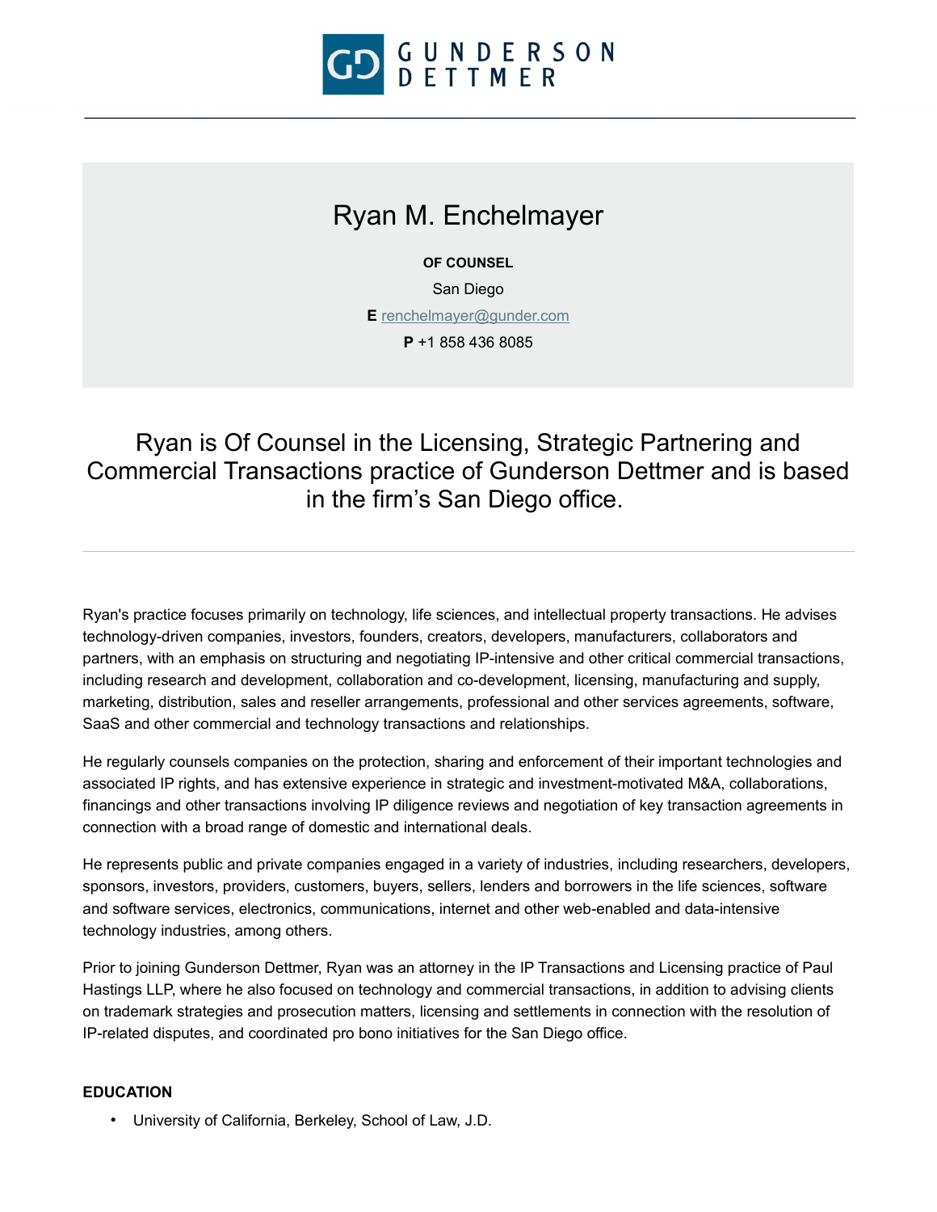GUNDERSON DETTMER

# Ryan M. Enchelmayer

**OF COUNSEL**

San Diego

**E** renchelmayer@gunder.com

**P** +1 858 436 8085

## Ryan is Of Counsel in the Licensing, Strategic Partnering and Commercial Transactions practice of Gunderson Dettmer and is based in the firm's San Diego office.

Ryan's practice focuses primarily on technology, life sciences, and intellectual property transactions. He advises technology-driven companies, investors, founders, creators, developers, manufacturers, collaborators and partners, with an emphasis on structuring and negotiating IP-intensive and other critical commercial transactions, including research and development, collaboration and co-development, licensing, manufacturing and supply, marketing, distribution, sales and reseller arrangements, professional and other services agreements, software, SaaS and other commercial and technology transactions and relationships.

He regularly counsels companies on the protection, sharing and enforcement of their important technologies and associated IP rights, and has extensive experience in strategic and investment-motivated M&A, collaborations, financings and other transactions involving IP diligence reviews and negotiation of key transaction agreements in connection with a broad range of domestic and international deals.

He represents public and private companies engaged in a variety of industries, including researchers, developers, sponsors, investors, providers, customers, buyers, sellers, lenders and borrowers in the life sciences, software and software services, electronics, communications, internet and other web-enabled and data-intensive technology industries, among others.

Prior to joining Gunderson Dettmer, Ryan was an attorney in the IP Transactions and Licensing practice of Paul Hastings LLP, where he also focused on technology and commercial transactions, in addition to advising clients on trademark strategies and prosecution matters, licensing and settlements in connection with the resolution of IP-related disputes, and coordinated pro bono initiatives for the San Diego office.

### EDUCATION

- University of California, Berkeley, School of Law, J.D.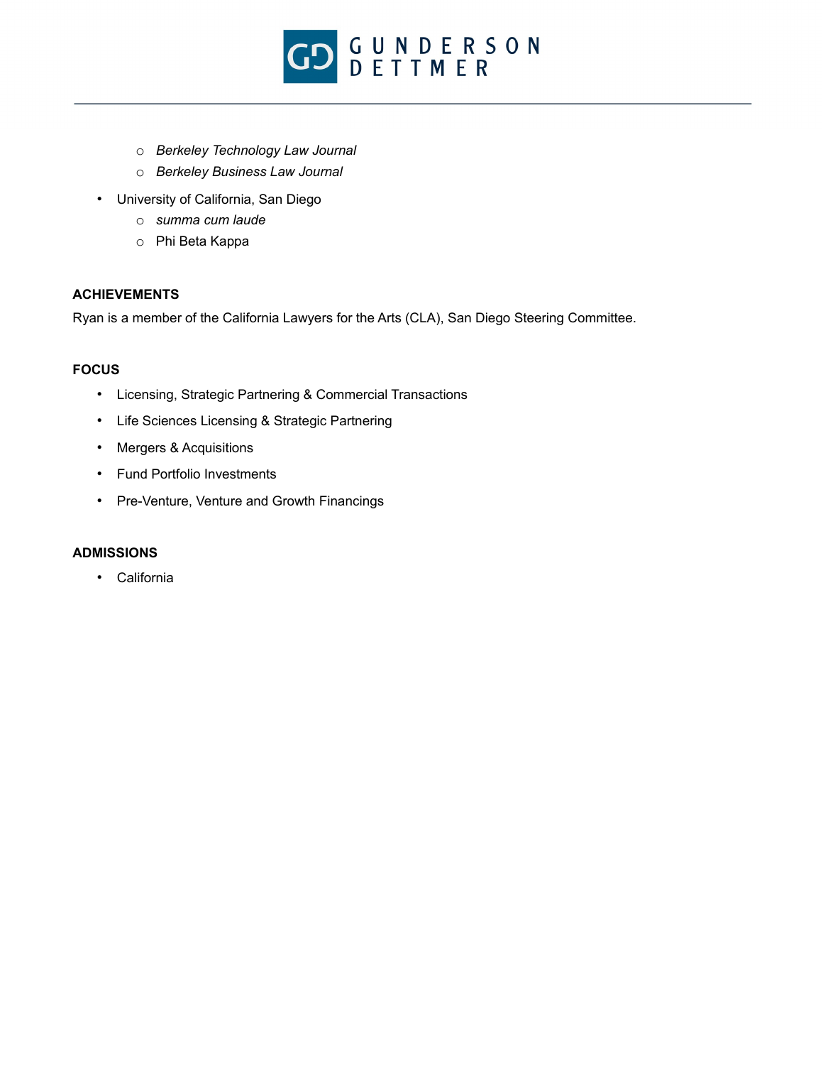- *Berkeley Technology Law Journal*
  - *Berkeley Business Law Journal*
- University of California, San Diego
  - *summa cum laude*
  - Phi Beta Kappa

**ACHIEVEMENTS**

Ryan is a member of the California Lawyers for the Arts (CLA), San Diego Steering Committee.

**FOCUS**

- Licensing, Strategic Partnering & Commercial Transactions
- Life Sciences Licensing & Strategic Partnering
- Mergers & Acquisitions
- Fund Portfolio Investments
- Pre-Venture, Venture and Growth Financings

**ADMISSIONS**

- California